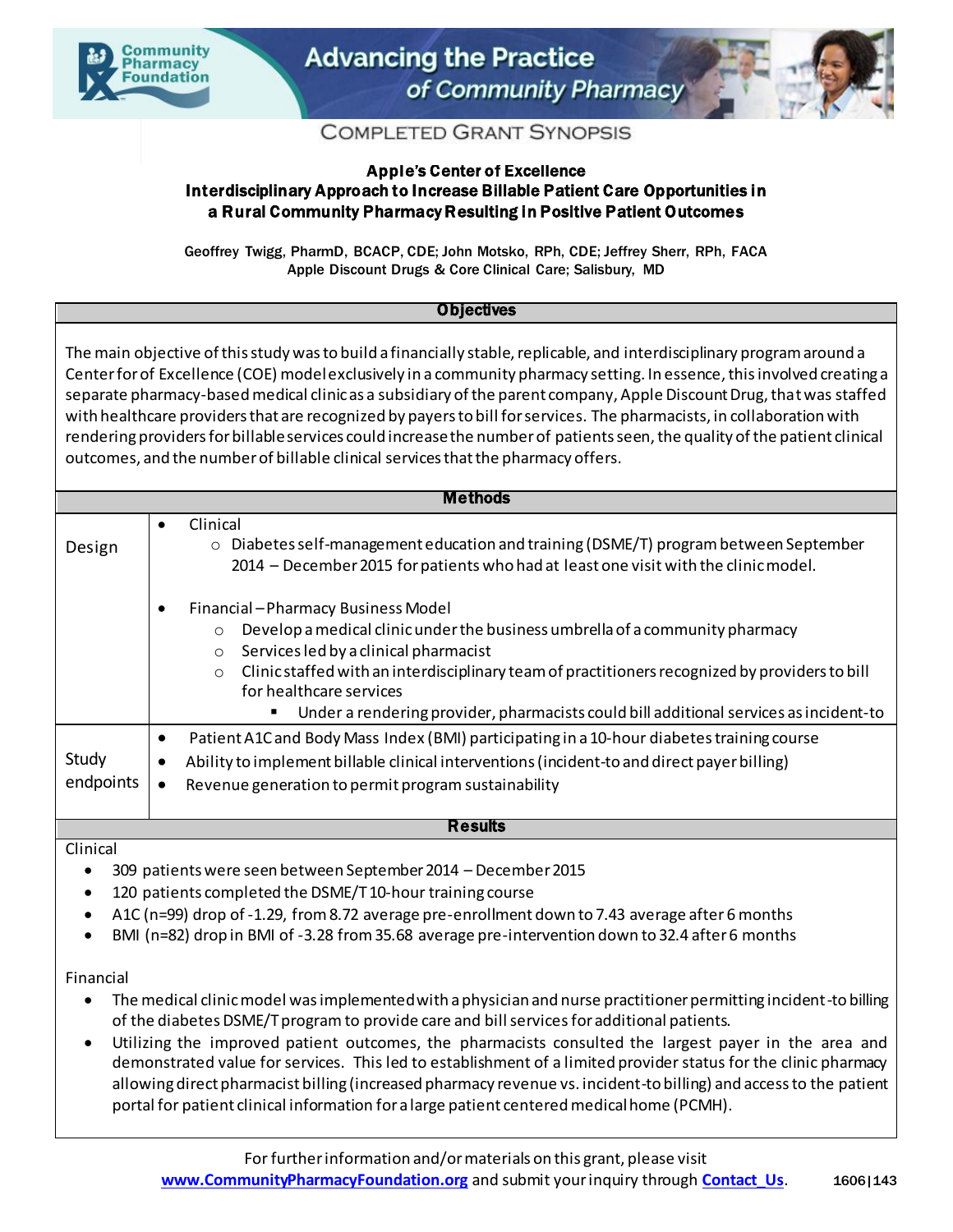Community Pharmacy Foundation

# Advancing the Practice of Community Pharmacy

## COMPLETED GRANT SYNOPSIS

### Apple's Center of Excellence
### Interdisciplinary Approach to Increase Billable Patient Care Opportunities in a Rural Community Pharmacy Resulting in Positive Patient Outcomes

Geoffrey Twigg, PharmD, BCACP, CDE; John Motsko, RPh, CDE; Jeffrey Sherr, RPh, FACA
Apple Discount Drugs & Core Clinical Care; Salisbury, MD

### Objectives

The main objective of this study was to build a financially stable, replicable, and interdisciplinary program around a Center for of Excellence (COE) model exclusively in a community pharmacy setting. In essence, this involved creating a separate pharmacy-based medical clinic as a subsidiary of the parent company, Apple Discount Drug, that was staffed with healthcare providers that are recognized by payers to bill for services. The pharmacists, in collaboration with rendering providers for billable services could increase the number of patients seen, the quality of the patient clinical outcomes, and the number of billable clinical services that the pharmacy offers.

### Methods

**Design**

- Clinical
  - Diabetes self-management education and training (DSME/T) program between September 2014 – December 2015 for patients who had at least one visit with the clinic model.
- Financial – Pharmacy Business Model
  - Develop a medical clinic under the business umbrella of a community pharmacy
  - Services led by a clinical pharmacist
  - Clinic staffed with an interdisciplinary team of practitioners recognized by providers to bill for healthcare services
    - Under a rendering provider, pharmacists could bill additional services as incident-to

**Study endpoints**

- Patient A1C and Body Mass Index (BMI) participating in a 10-hour diabetes training course
- Ability to implement billable clinical interventions (incident-to and direct payer billing)
- Revenue generation to permit program sustainability

### Results

Clinical

- 309 patients were seen between September 2014 – December 2015
- 120 patients completed the DSME/T 10-hour training course
- A1C (n=99) drop of -1.29, from 8.72 average pre-enrollment down to 7.43 average after 6 months
- BMI (n=82) drop in BMI of -3.28 from 35.68 average pre-intervention down to 32.4 after 6 months

Financial

- The medical clinic model was implemented with a physician and nurse practitioner permitting incident-to billing of the diabetes DSME/T program to provide care and bill services for additional patients.
- Utilizing the improved patient outcomes, the pharmacists consulted the largest payer in the area and demonstrated value for services. This led to establishment of a limited provider status for the clinic pharmacy allowing direct pharmacist billing (increased pharmacy revenue vs. incident-to billing) and access to the patient portal for patient clinical information for a large patient centered medical home (PCMH).

For further information and/or materials on this grant, please visit www.CommunityPharmacyFoundation.org and submit your inquiry through Contact_Us.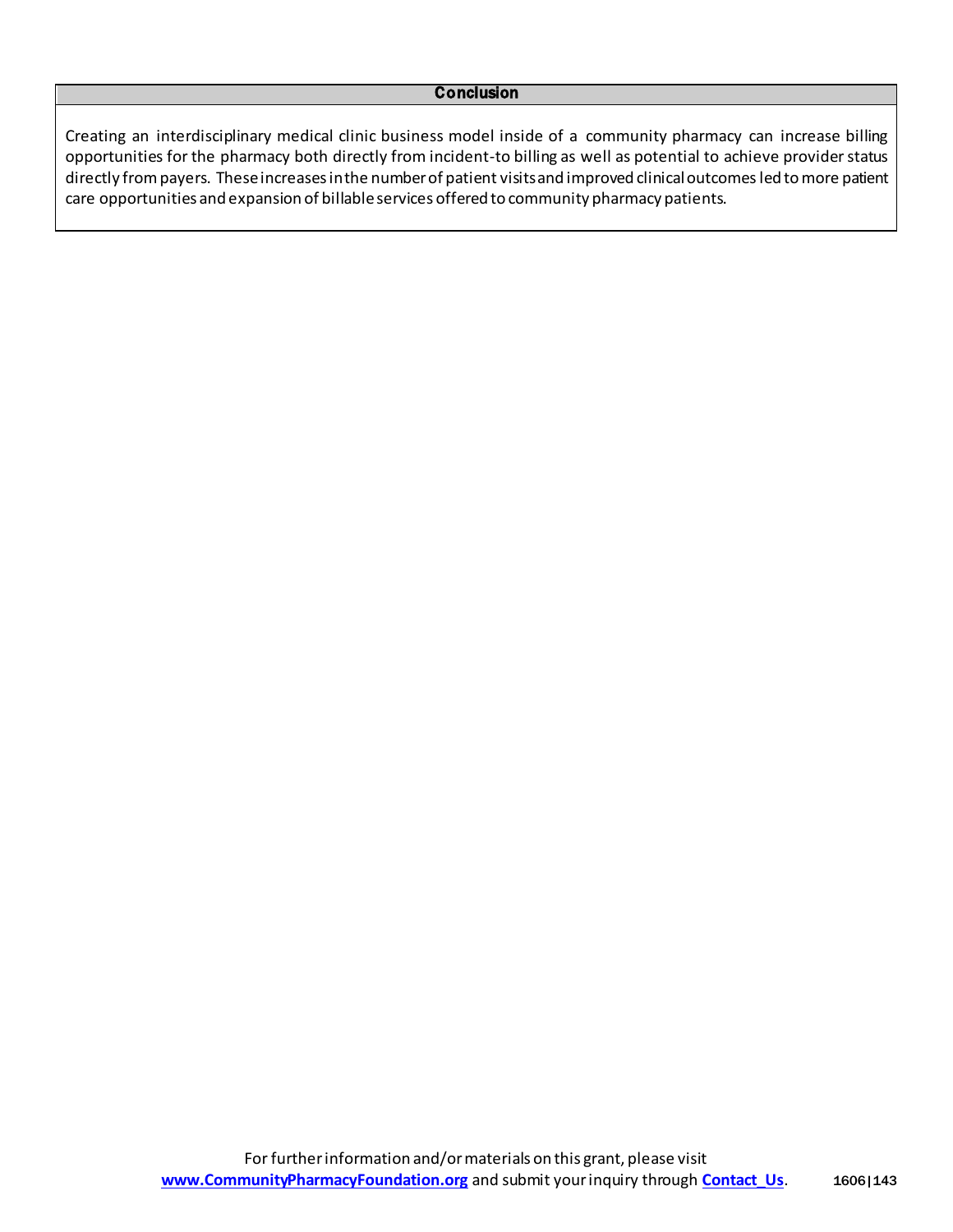## Conclusion

Creating an interdisciplinary medical clinic business model inside of a community pharmacy can increase billing opportunities for the pharmacy both directly from incident-to billing as well as potential to achieve provider status directly from payers. These increases in the number of patient visits and improved clinical outcomes led to more patient care opportunities and expansion of billable services offered to community pharmacy patients.

For further information and/or materials on this grant, please visit **www.CommunityPharmacyFoundation.org** and submit your inquiry through **Contact_Us**.